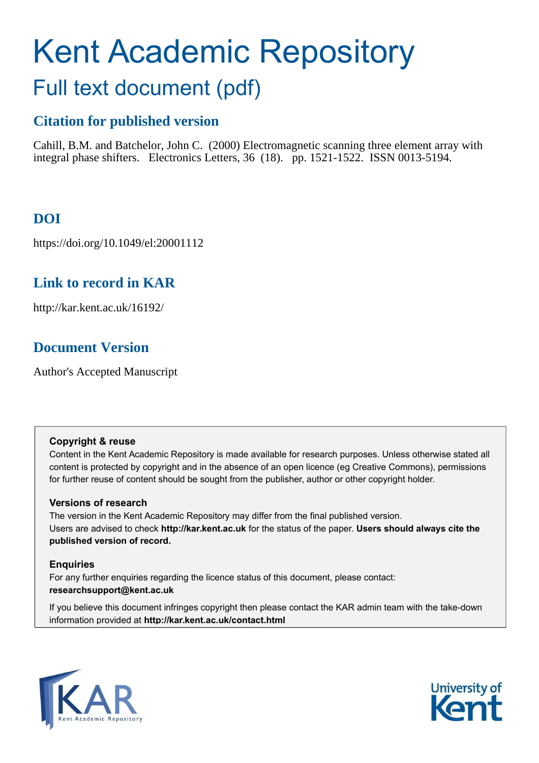# Kent Academic Repository

## Full text document (pdf)

### Citation for published version

Cahill, B.M. and Batchelor, John C. (2000) Electromagnetic scanning three element array with integral phase shifters. Electronics Letters, 36 (18). pp. 1521-1522. ISSN 0013-5194.

### DOI

https://doi.org/10.1049/el:20001112

### Link to record in KAR

http://kar.kent.ac.uk/16192/

### Document Version

Author's Accepted Manuscript

**Copyright & reuse**

Content in the Kent Academic Repository is made available for research purposes. Unless otherwise stated all content is protected by copyright and in the absence of an open licence (eg Creative Commons), permissions for further reuse of content should be sought from the publisher, author or other copyright holder.

**Versions of research**

The version in the Kent Academic Repository may differ from the final published version. Users are advised to check **http://kar.kent.ac.uk** for the status of the paper. **Users should always cite the published version of record.**

**Enquiries**

For any further enquiries regarding the licence status of this document, please contact: **researchsupport@kent.ac.uk**

If you believe this document infringes copyright then please contact the KAR admin team with the take-down information provided at **http://kar.kent.ac.uk/contact.html**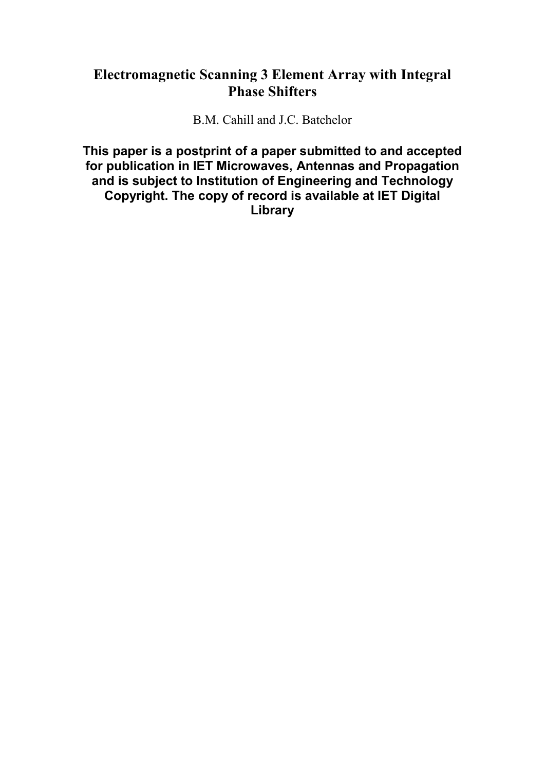# Electromagnetic Scanning 3 Element Array with Integral Phase Shifters

B.M. Cahill and J.C. Batchelor

**This paper is a postprint of a paper submitted to and accepted for publication in IET Microwaves, Antennas and Propagation and is subject to Institution of Engineering and Technology Copyright. The copy of record is available at IET Digital Library**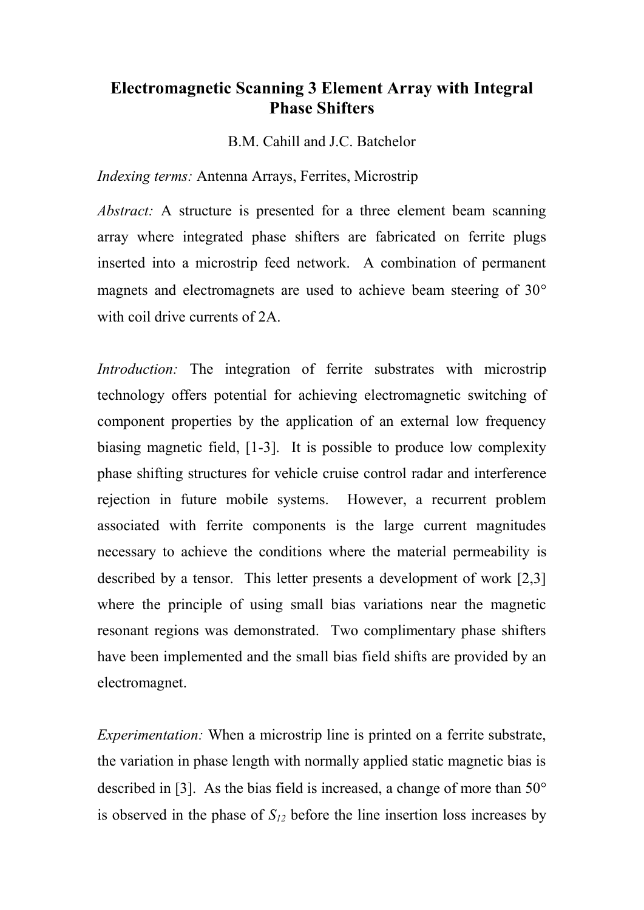# Electromagnetic Scanning 3 Element Array with Integral Phase Shifters

B.M. Cahill and J.C. Batchelor

*Indexing terms:* Antenna Arrays, Ferrites, Microstrip

*Abstract:* A structure is presented for a three element beam scanning array where integrated phase shifters are fabricated on ferrite plugs inserted into a microstrip feed network. A combination of permanent magnets and electromagnets are used to achieve beam steering of 30° with coil drive currents of 2A.

*Introduction:* The integration of ferrite substrates with microstrip technology offers potential for achieving electromagnetic switching of component properties by the application of an external low frequency biasing magnetic field, [1-3]. It is possible to produce low complexity phase shifting structures for vehicle cruise control radar and interference rejection in future mobile systems. However, a recurrent problem associated with ferrite components is the large current magnitudes necessary to achieve the conditions where the material permeability is described by a tensor. This letter presents a development of work [2,3] where the principle of using small bias variations near the magnetic resonant regions was demonstrated. Two complimentary phase shifters have been implemented and the small bias field shifts are provided by an electromagnet.

*Experimentation:* When a microstrip line is printed on a ferrite substrate, the variation in phase length with normally applied static magnetic bias is described in [3]. As the bias field is increased, a change of more than 50° is observed in the phase of $S_{12}$ before the line insertion loss increases by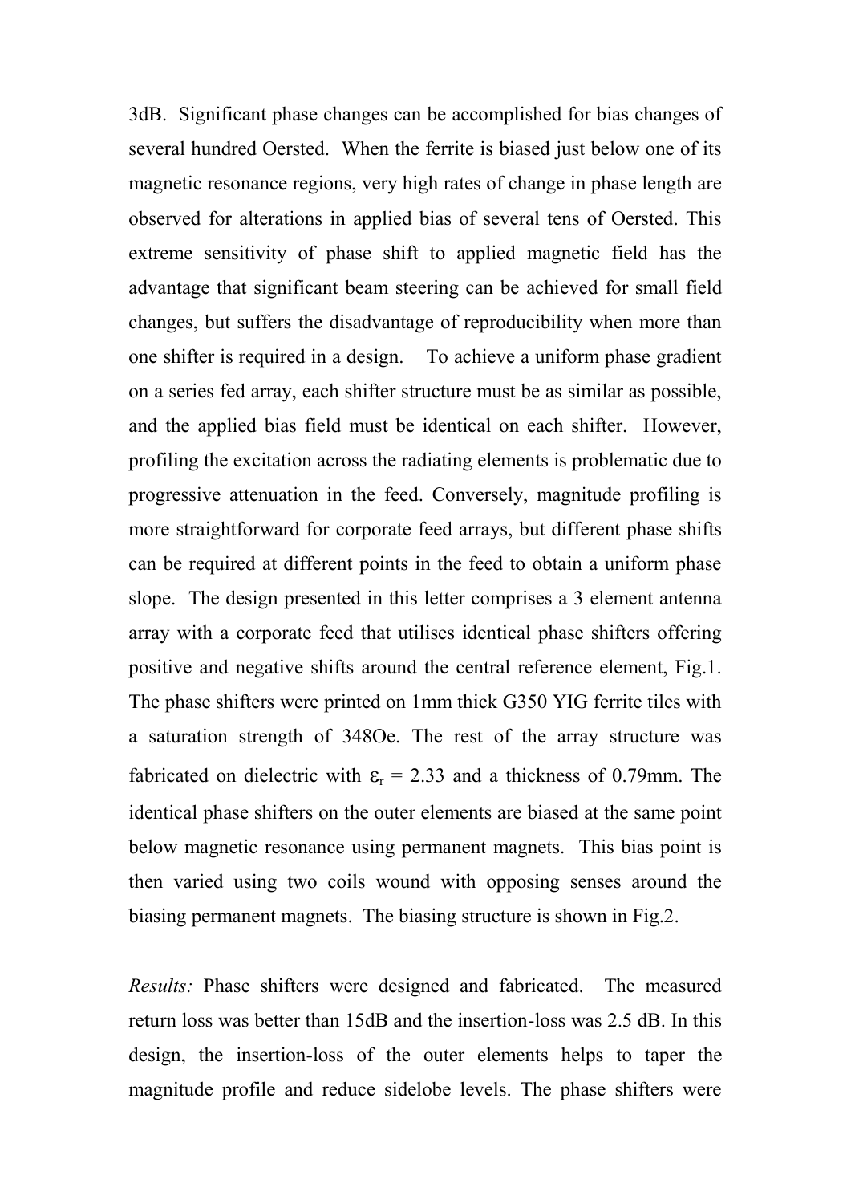3dB. Significant phase changes can be accomplished for bias changes of several hundred Oersted. When the ferrite is biased just below one of its magnetic resonance regions, very high rates of change in phase length are observed for alterations in applied bias of several tens of Oersted. This extreme sensitivity of phase shift to applied magnetic field has the advantage that significant beam steering can be achieved for small field changes, but suffers the disadvantage of reproducibility when more than one shifter is required in a design. To achieve a uniform phase gradient on a series fed array, each shifter structure must be as similar as possible, and the applied bias field must be identical on each shifter. However, profiling the excitation across the radiating elements is problematic due to progressive attenuation in the feed. Conversely, magnitude profiling is more straightforward for corporate feed arrays, but different phase shifts can be required at different points in the feed to obtain a uniform phase slope. The design presented in this letter comprises a 3 element antenna array with a corporate feed that utilises identical phase shifters offering positive and negative shifts around the central reference element, Fig.1. The phase shifters were printed on 1mm thick G350 YIG ferrite tiles with a saturation strength of 348Oe. The rest of the array structure was fabricated on dielectric with $\varepsilon_r$ = 2.33 and a thickness of 0.79mm. The identical phase shifters on the outer elements are biased at the same point below magnetic resonance using permanent magnets. This bias point is then varied using two coils wound with opposing senses around the biasing permanent magnets. The biasing structure is shown in Fig.2.

*Results:* Phase shifters were designed and fabricated. The measured return loss was better than 15dB and the insertion-loss was 2.5 dB. In this design, the insertion-loss of the outer elements helps to taper the magnitude profile and reduce sidelobe levels. The phase shifters were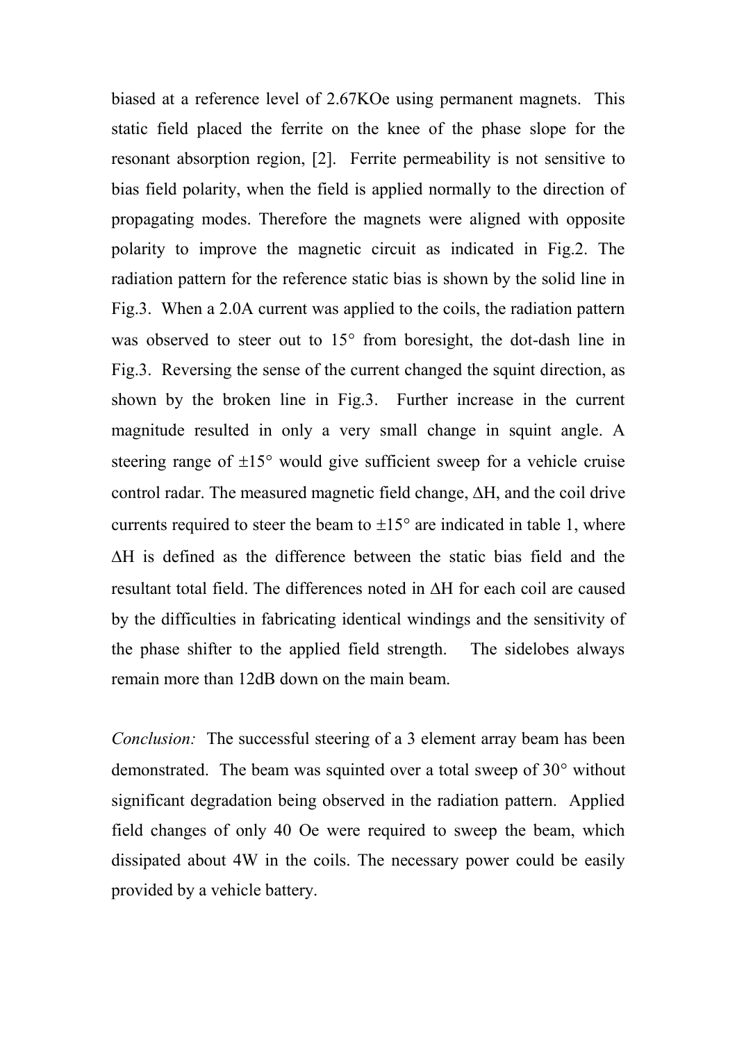biased at a reference level of 2.67KOe using permanent magnets. This static field placed the ferrite on the knee of the phase slope for the resonant absorption region, [2]. Ferrite permeability is not sensitive to bias field polarity, when the field is applied normally to the direction of propagating modes. Therefore the magnets were aligned with opposite polarity to improve the magnetic circuit as indicated in Fig.2. The radiation pattern for the reference static bias is shown by the solid line in Fig.3. When a 2.0A current was applied to the coils, the radiation pattern was observed to steer out to 15° from boresight, the dot-dash line in Fig.3. Reversing the sense of the current changed the squint direction, as shown by the broken line in Fig.3. Further increase in the current magnitude resulted in only a very small change in squint angle. A steering range of ±15° would give sufficient sweep for a vehicle cruise control radar. The measured magnetic field change, ΔH, and the coil drive currents required to steer the beam to ±15° are indicated in table 1, where ΔH is defined as the difference between the static bias field and the resultant total field. The differences noted in ΔH for each coil are caused by the difficulties in fabricating identical windings and the sensitivity of the phase shifter to the applied field strength. The sidelobes always remain more than 12dB down on the main beam.

*Conclusion:* The successful steering of a 3 element array beam has been demonstrated. The beam was squinted over a total sweep of 30° without significant degradation being observed in the radiation pattern. Applied field changes of only 40 Oe were required to sweep the beam, which dissipated about 4W in the coils. The necessary power could be easily provided by a vehicle battery.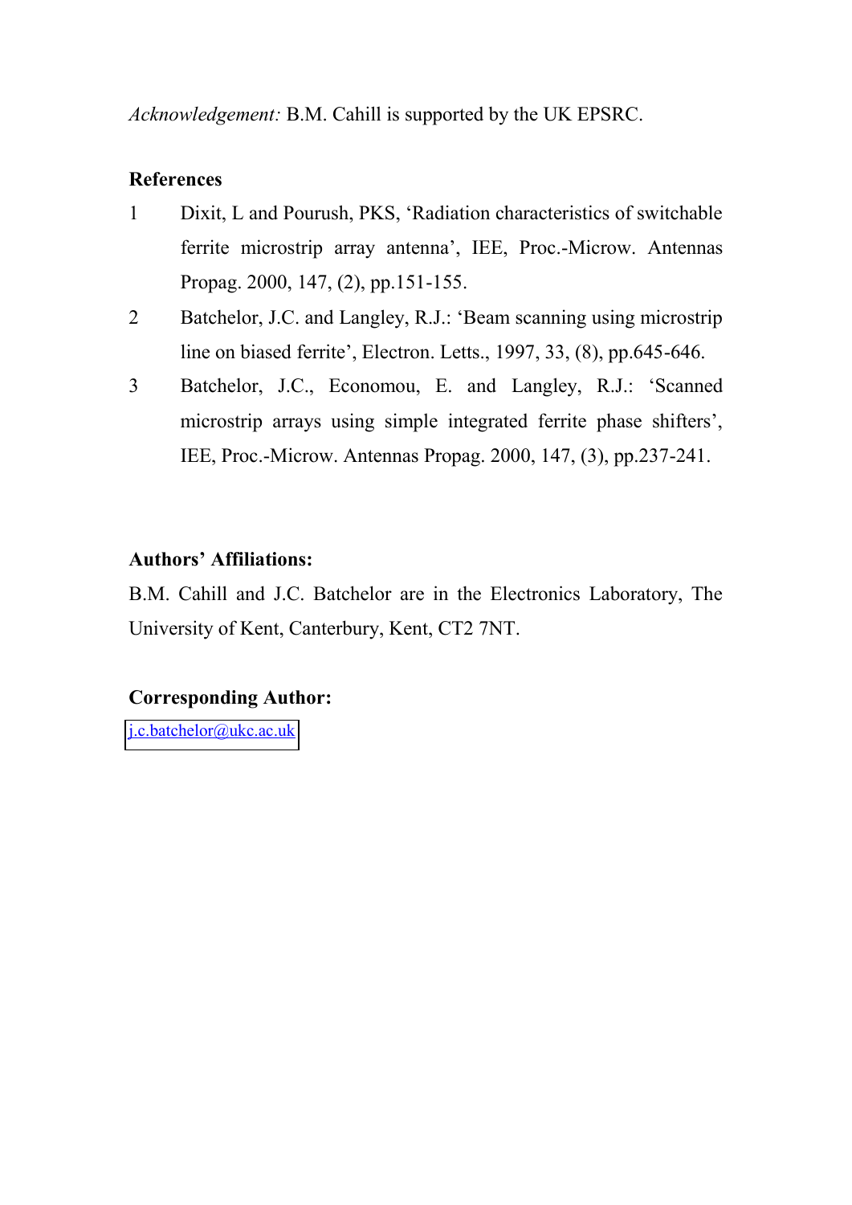*Acknowledgement:* B.M. Cahill is supported by the UK EPSRC.

**References**

1. Dixit, L and Pourush, PKS, 'Radiation characteristics of switchable ferrite microstrip array antenna', IEE, Proc.-Microw. Antennas Propag. 2000, 147, (2), pp.151-155.
2. Batchelor, J.C. and Langley, R.J.: 'Beam scanning using microstrip line on biased ferrite', Electron. Letts., 1997, 33, (8), pp.645-646.
3. Batchelor, J.C., Economou, E. and Langley, R.J.: 'Scanned microstrip arrays using simple integrated ferrite phase shifters', IEE, Proc.-Microw. Antennas Propag. 2000, 147, (3), pp.237-241.

**Authors' Affiliations:**

B.M. Cahill and J.C. Batchelor are in the Electronics Laboratory, The University of Kent, Canterbury, Kent, CT2 7NT.

**Corresponding Author:**

j.c.batchelor@ukc.ac.uk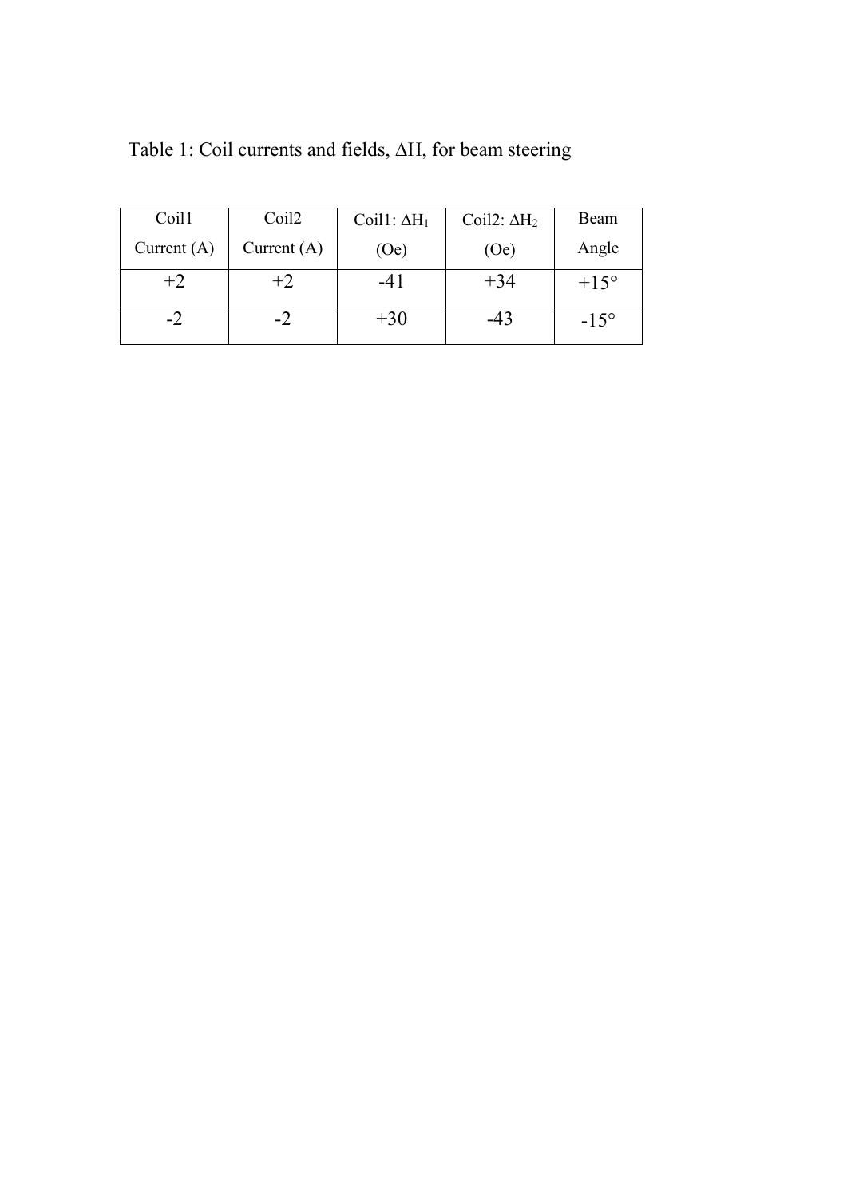Table 1: Coil currents and fields, $\Delta H$, for beam steering

| Coil1 Current (A) | Coil2 Current (A) | Coil1: $\Delta H_1$ (Oe) | Coil2: $\Delta H_2$ (Oe) | Beam Angle |
|---|---|---|---|---|
| +2 | +2 | -41 | +34 | +15° |
| -2 | -2 | +30 | -43 | -15° |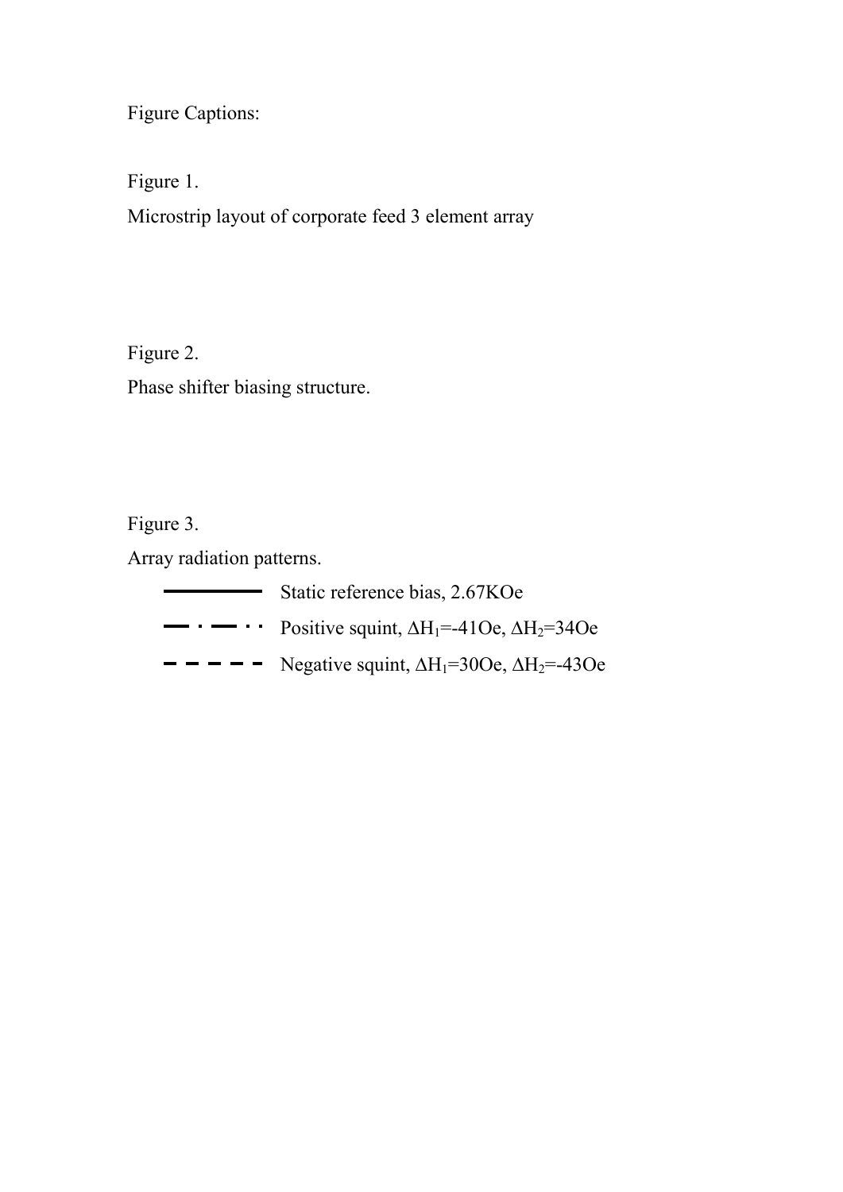Figure Captions:

Figure 1.

Microstrip layout of corporate feed 3 element array

Figure 2.

Phase shifter biasing structure.

Figure 3.

Array radiation patterns.

- ———— Static reference bias, 2.67KOe
- — · — · · Positive squint, $\Delta H_1$=-41Oe, $\Delta H_2$=34Oe
- – – – – Negative squint, $\Delta H_1$=30Oe, $\Delta H_2$=-43Oe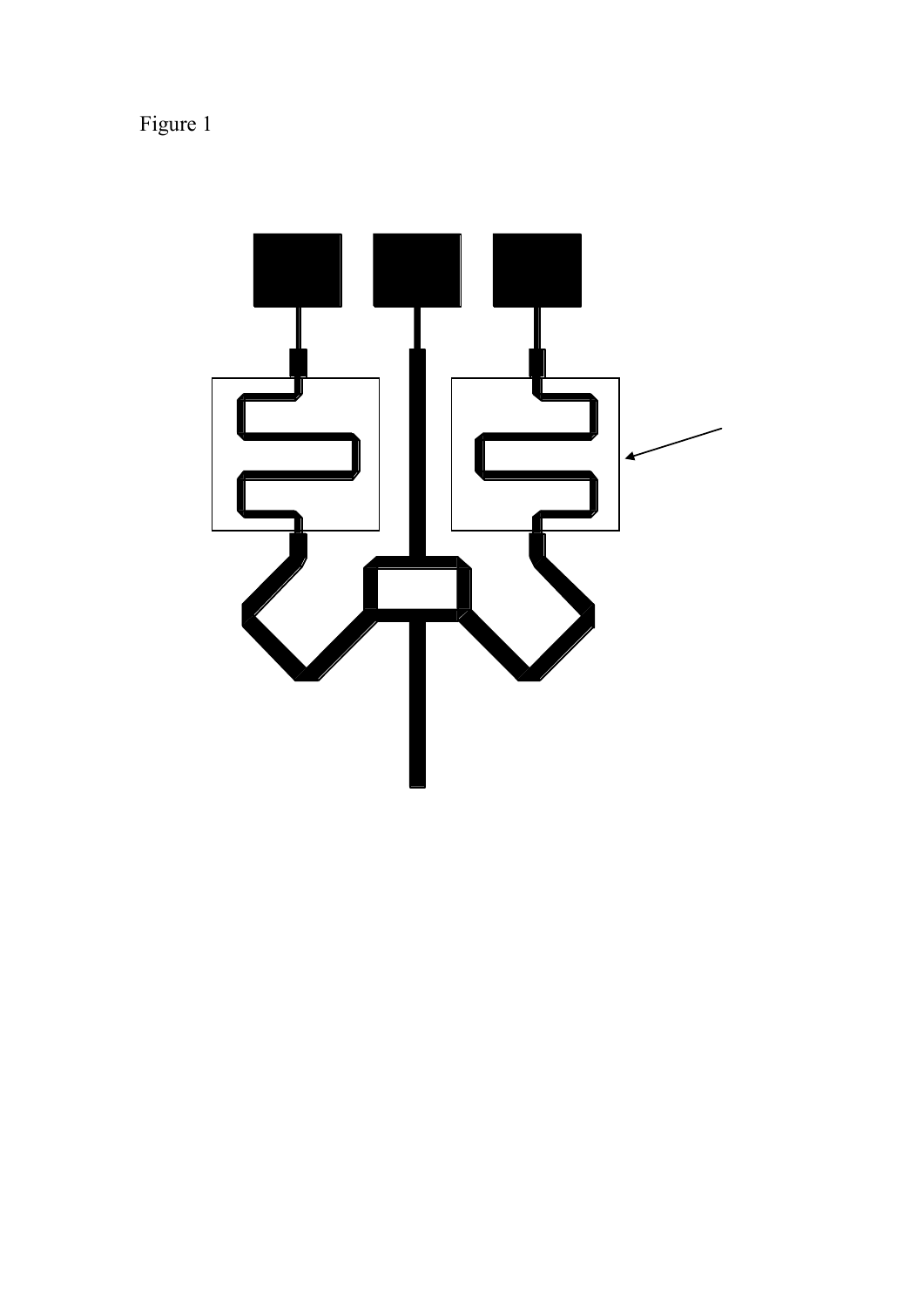Figure 1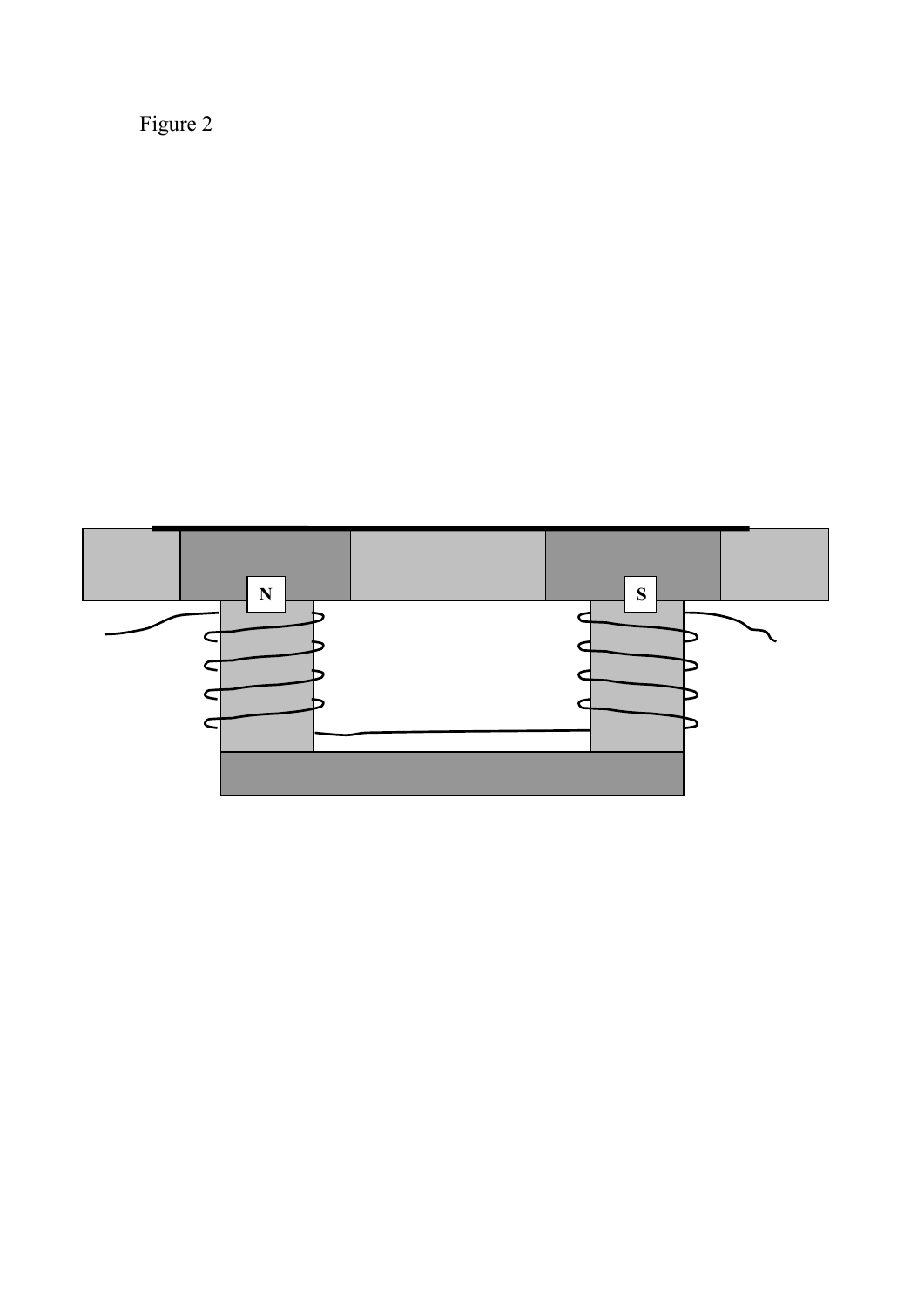Figure 2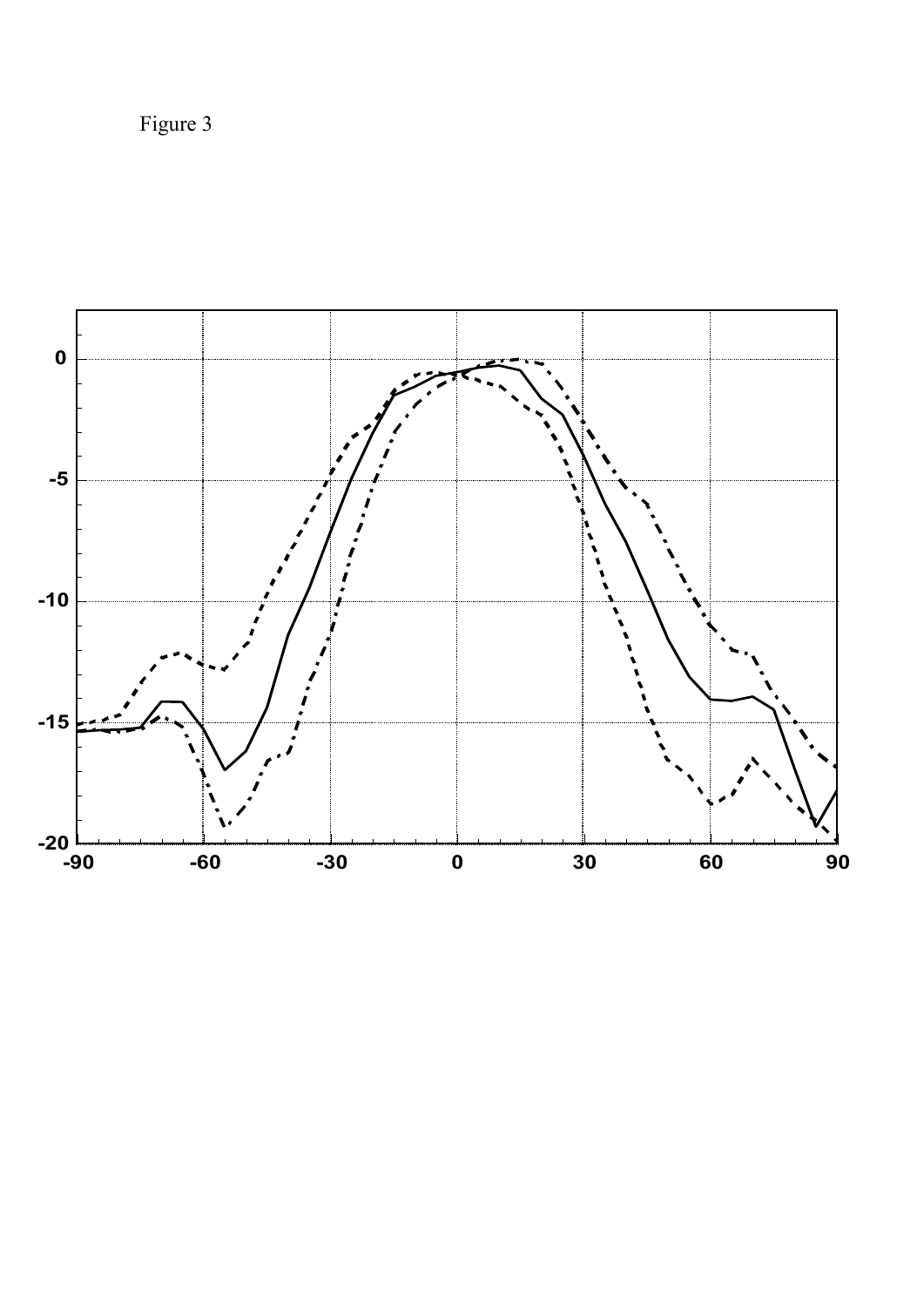Figure 3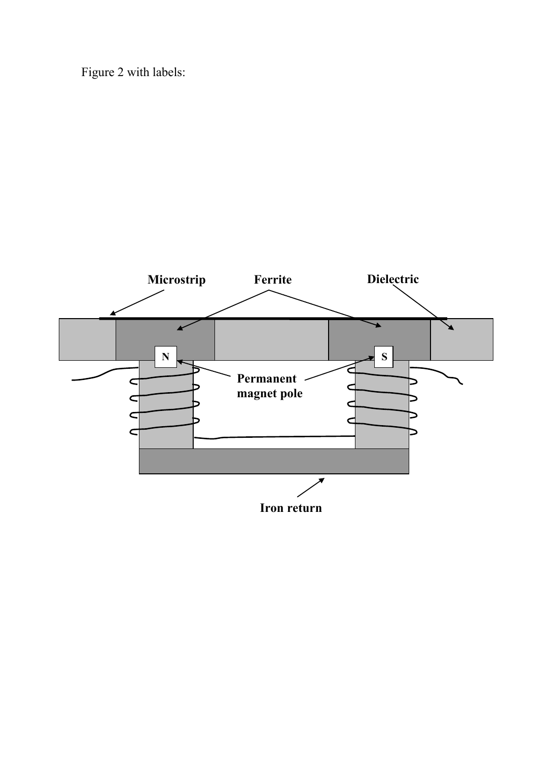Figure 2 with labels:

Microstrip

Ferrite

Dielectric

N

S

Permanent magnet pole

Iron return